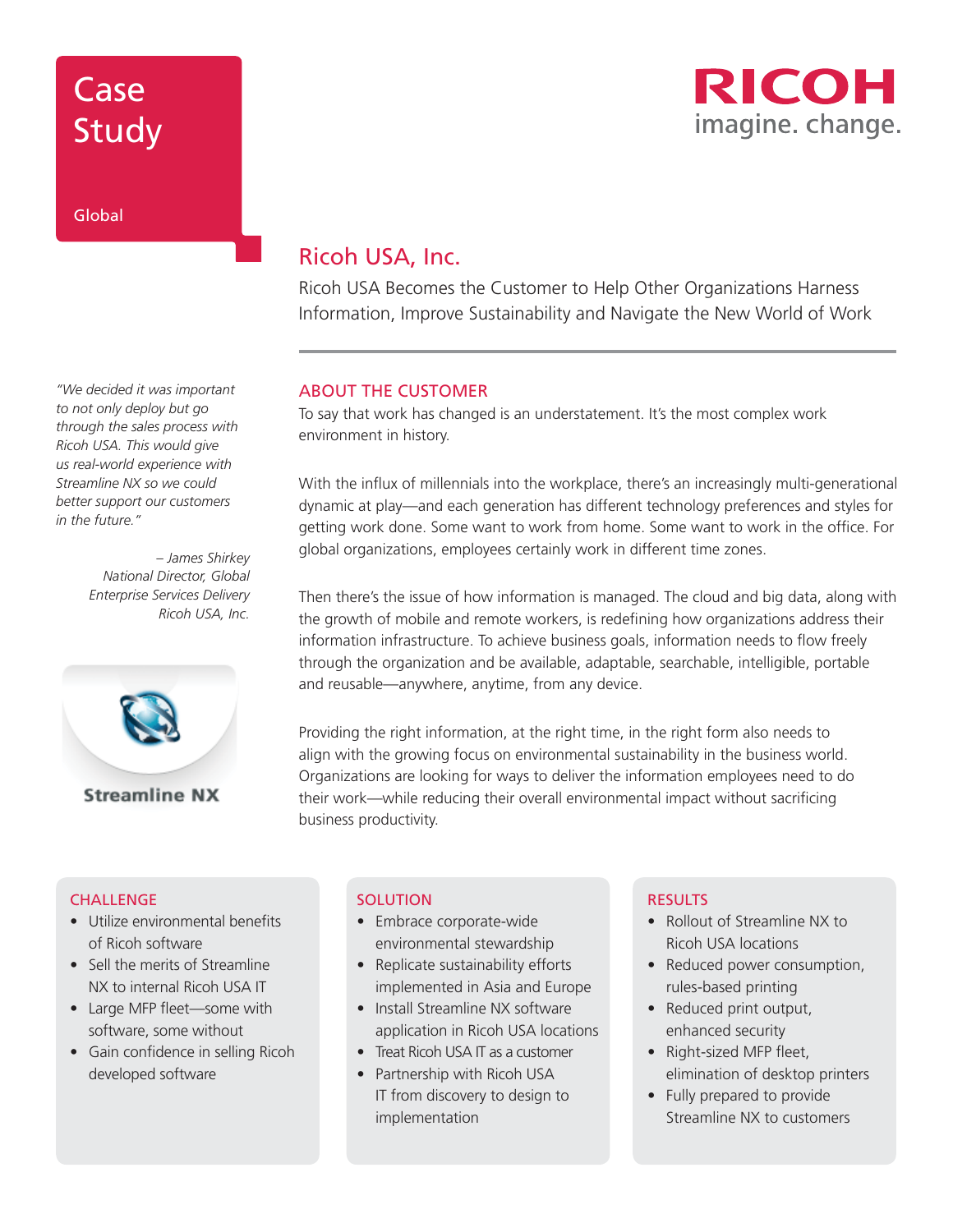# Case Study

Global

RICOH
imagine. change.

## Ricoh USA, Inc.

Ricoh USA Becomes the Customer to Help Other Organizations Harness Information, Improve Sustainability and Navigate the New World of Work

*"We decided it was important to not only deploy but go through the sales process with Ricoh USA. This would give us real-world experience with Streamline NX so we could better support our customers in the future."*

*– James Shirkey*
*National Director, Global Enterprise Services Delivery*
*Ricoh USA, Inc.*

Streamline NX

### ABOUT THE CUSTOMER

To say that work has changed is an understatement. It's the most complex work environment in history.

With the influx of millennials into the workplace, there's an increasingly multi-generational dynamic at play—and each generation has different technology preferences and styles for getting work done. Some want to work from home. Some want to work in the office. For global organizations, employees certainly work in different time zones.

Then there's the issue of how information is managed. The cloud and big data, along with the growth of mobile and remote workers, is redefining how organizations address their information infrastructure. To achieve business goals, information needs to flow freely through the organization and be available, adaptable, searchable, intelligible, portable and reusable—anywhere, anytime, from any device.

Providing the right information, at the right time, in the right form also needs to align with the growing focus on environmental sustainability in the business world. Organizations are looking for ways to deliver the information employees need to do their work—while reducing their overall environmental impact without sacrificing business productivity.

### CHALLENGE

- Utilize environmental benefits of Ricoh software
- Sell the merits of Streamline NX to internal Ricoh USA IT
- Large MFP fleet—some with software, some without
- Gain confidence in selling Ricoh developed software

### SOLUTION

- Embrace corporate-wide environmental stewardship
- Replicate sustainability efforts implemented in Asia and Europe
- Install Streamline NX software application in Ricoh USA locations
- Treat Ricoh USA IT as a customer
- Partnership with Ricoh USA IT from discovery to design to implementation

### RESULTS

- Rollout of Streamline NX to Ricoh USA locations
- Reduced power consumption, rules-based printing
- Reduced print output, enhanced security
- Right-sized MFP fleet, elimination of desktop printers
- Fully prepared to provide Streamline NX to customers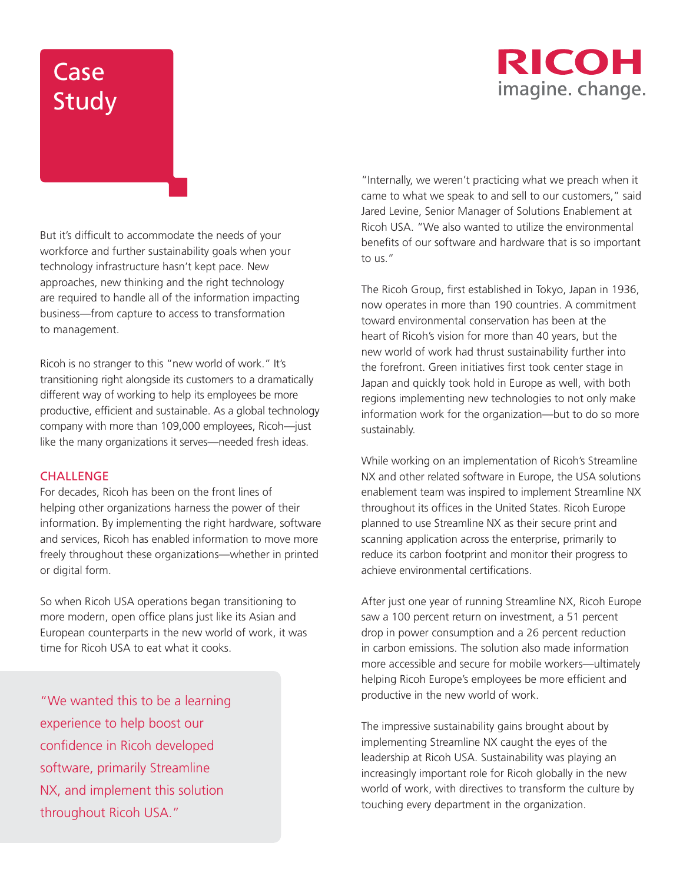# Case Study

**RICOH**
imagine. change.

But it's difficult to accommodate the needs of your workforce and further sustainability goals when your technology infrastructure hasn't kept pace. New approaches, new thinking and the right technology are required to handle all of the information impacting business—from capture to access to transformation to management.

Ricoh is no stranger to this "new world of work." It's transitioning right alongside its customers to a dramatically different way of working to help its employees be more productive, efficient and sustainable. As a global technology company with more than 109,000 employees, Ricoh—just like the many organizations it serves—needed fresh ideas.

## CHALLENGE

For decades, Ricoh has been on the front lines of helping other organizations harness the power of their information. By implementing the right hardware, software and services, Ricoh has enabled information to move more freely throughout these organizations—whether in printed or digital form.

So when Ricoh USA operations began transitioning to more modern, open office plans just like its Asian and European counterparts in the new world of work, it was time for Ricoh USA to eat what it cooks.

> "We wanted this to be a learning experience to help boost our confidence in Ricoh developed software, primarily Streamline NX, and implement this solution throughout Ricoh USA."

"Internally, we weren't practicing what we preach when it came to what we speak to and sell to our customers," said Jared Levine, Senior Manager of Solutions Enablement at Ricoh USA. "We also wanted to utilize the environmental benefits of our software and hardware that is so important to us."

The Ricoh Group, first established in Tokyo, Japan in 1936, now operates in more than 190 countries. A commitment toward environmental conservation has been at the heart of Ricoh's vision for more than 40 years, but the new world of work had thrust sustainability further into the forefront. Green initiatives first took center stage in Japan and quickly took hold in Europe as well, with both regions implementing new technologies to not only make information work for the organization—but to do so more sustainably.

While working on an implementation of Ricoh's Streamline NX and other related software in Europe, the USA solutions enablement team was inspired to implement Streamline NX throughout its offices in the United States. Ricoh Europe planned to use Streamline NX as their secure print and scanning application across the enterprise, primarily to reduce its carbon footprint and monitor their progress to achieve environmental certifications.

After just one year of running Streamline NX, Ricoh Europe saw a 100 percent return on investment, a 51 percent drop in power consumption and a 26 percent reduction in carbon emissions. The solution also made information more accessible and secure for mobile workers—ultimately helping Ricoh Europe's employees be more efficient and productive in the new world of work.

The impressive sustainability gains brought about by implementing Streamline NX caught the eyes of the leadership at Ricoh USA. Sustainability was playing an increasingly important role for Ricoh globally in the new world of work, with directives to transform the culture by touching every department in the organization.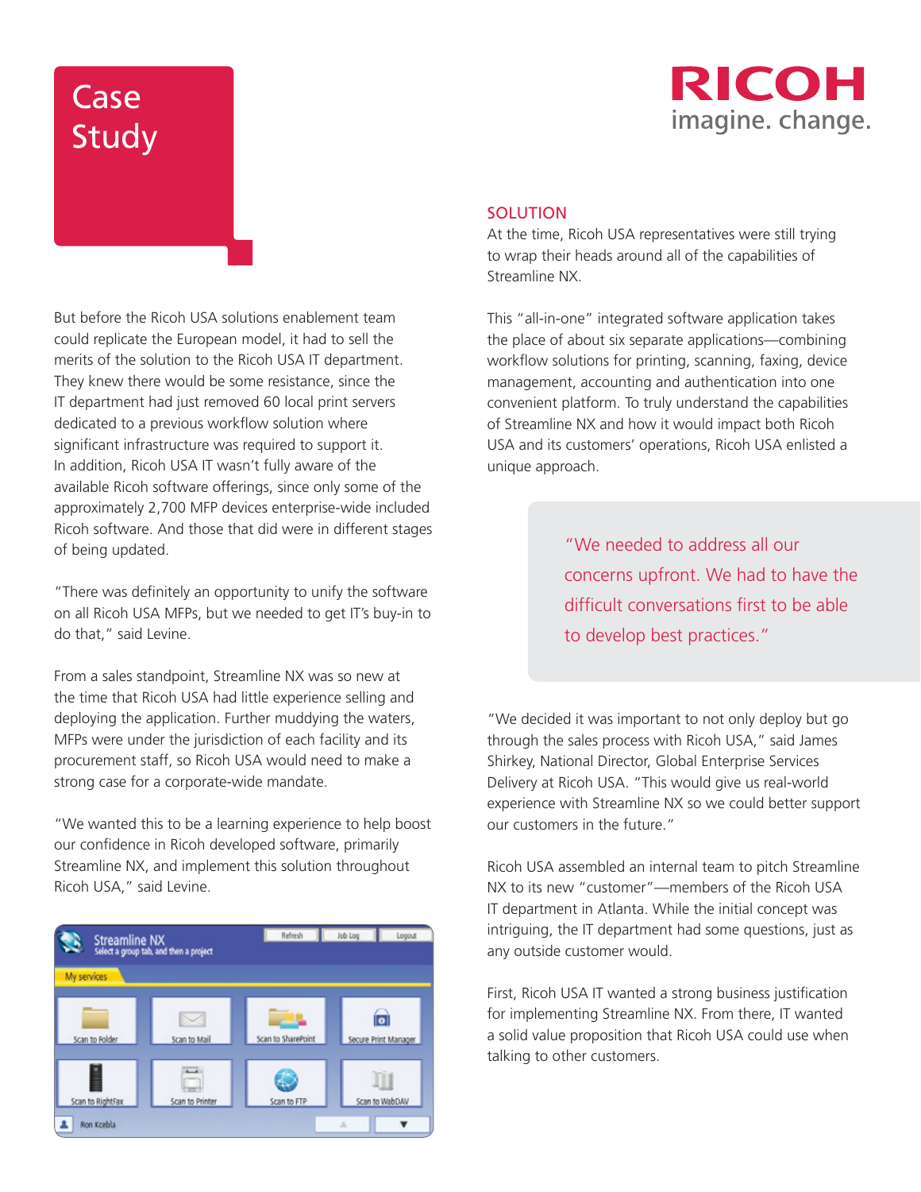But before the Ricoh USA solutions enablement team could replicate the European model, it had to sell the merits of the solution to the Ricoh USA IT department. They knew there would be some resistance, since the IT department had just removed 60 local print servers dedicated to a previous workflow solution where significant infrastructure was required to support it. In addition, Ricoh USA IT wasn't fully aware of the available Ricoh software offerings, since only some of the approximately 2,700 MFP devices enterprise-wide included Ricoh software. And those that did were in different stages of being updated.

"There was definitely an opportunity to unify the software on all Ricoh USA MFPs, but we needed to get IT's buy-in to do that," said Levine.

From a sales standpoint, Streamline NX was so new at the time that Ricoh USA had little experience selling and deploying the application. Further muddying the waters, MFPs were under the jurisdiction of each facility and its procurement staff, so Ricoh USA would need to make a strong case for a corporate-wide mandate.

"We wanted this to be a learning experience to help boost our confidence in Ricoh developed software, primarily Streamline NX, and implement this solution throughout Ricoh USA," said Levine.

## SOLUTION

At the time, Ricoh USA representatives were still trying to wrap their heads around all of the capabilities of Streamline NX.

This "all-in-one" integrated software application takes the place of about six separate applications—combining workflow solutions for printing, scanning, faxing, device management, accounting and authentication into one convenient platform. To truly understand the capabilities of Streamline NX and how it would impact both Ricoh USA and its customers' operations, Ricoh USA enlisted a unique approach.

> "We needed to address all our concerns upfront. We had to have the difficult conversations first to be able to develop best practices."

"We decided it was important to not only deploy but go through the sales process with Ricoh USA," said James Shirkey, National Director, Global Enterprise Services Delivery at Ricoh USA. "This would give us real-world experience with Streamline NX so we could better support our customers in the future."

Ricoh USA assembled an internal team to pitch Streamline NX to its new "customer"—members of the Ricoh USA IT department in Atlanta. While the initial concept was intriguing, the IT department had some questions, just as any outside customer would.

First, Ricoh USA IT wanted a strong business justification for implementing Streamline NX. From there, IT wanted a solid value proposition that Ricoh USA could use when talking to other customers.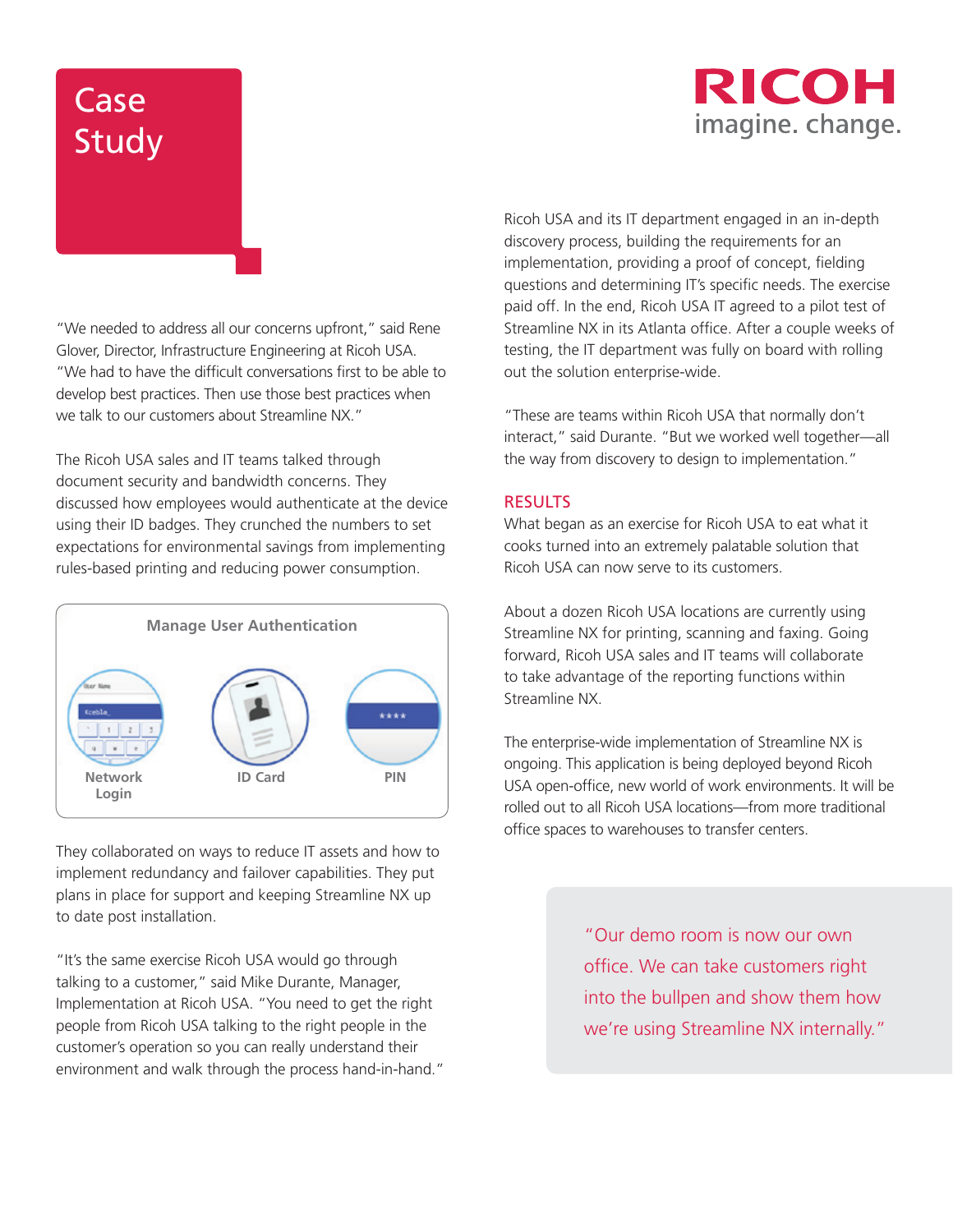# Case Study

"We needed to address all our concerns upfront," said Rene Glover, Director, Infrastructure Engineering at Ricoh USA. "We had to have the difficult conversations first to be able to develop best practices. Then use those best practices when we talk to our customers about Streamline NX."

The Ricoh USA sales and IT teams talked through document security and bandwidth concerns. They discussed how employees would authenticate at the device using their ID badges. They crunched the numbers to set expectations for environmental savings from implementing rules-based printing and reducing power consumption.

**Manage User Authentication**

Network Login | ID Card | PIN

They collaborated on ways to reduce IT assets and how to implement redundancy and failover capabilities. They put plans in place for support and keeping Streamline NX up to date post installation.

"It's the same exercise Ricoh USA would go through talking to a customer," said Mike Durante, Manager, Implementation at Ricoh USA. "You need to get the right people from Ricoh USA talking to the right people in the customer's operation so you can really understand their environment and walk through the process hand-in-hand."

Ricoh USA and its IT department engaged in an in-depth discovery process, building the requirements for an implementation, providing a proof of concept, fielding questions and determining IT's specific needs. The exercise paid off. In the end, Ricoh USA IT agreed to a pilot test of Streamline NX in its Atlanta office. After a couple weeks of testing, the IT department was fully on board with rolling out the solution enterprise-wide.

"These are teams within Ricoh USA that normally don't interact," said Durante. "But we worked well together—all the way from discovery to design to implementation."

## RESULTS

What began as an exercise for Ricoh USA to eat what it cooks turned into an extremely palatable solution that Ricoh USA can now serve to its customers.

About a dozen Ricoh USA locations are currently using Streamline NX for printing, scanning and faxing. Going forward, Ricoh USA sales and IT teams will collaborate to take advantage of the reporting functions within Streamline NX.

The enterprise-wide implementation of Streamline NX is ongoing. This application is being deployed beyond Ricoh USA open-office, new world of work environments. It will be rolled out to all Ricoh USA locations—from more traditional office spaces to warehouses to transfer centers.

> "Our demo room is now our own office. We can take customers right into the bullpen and show them how we're using Streamline NX internally."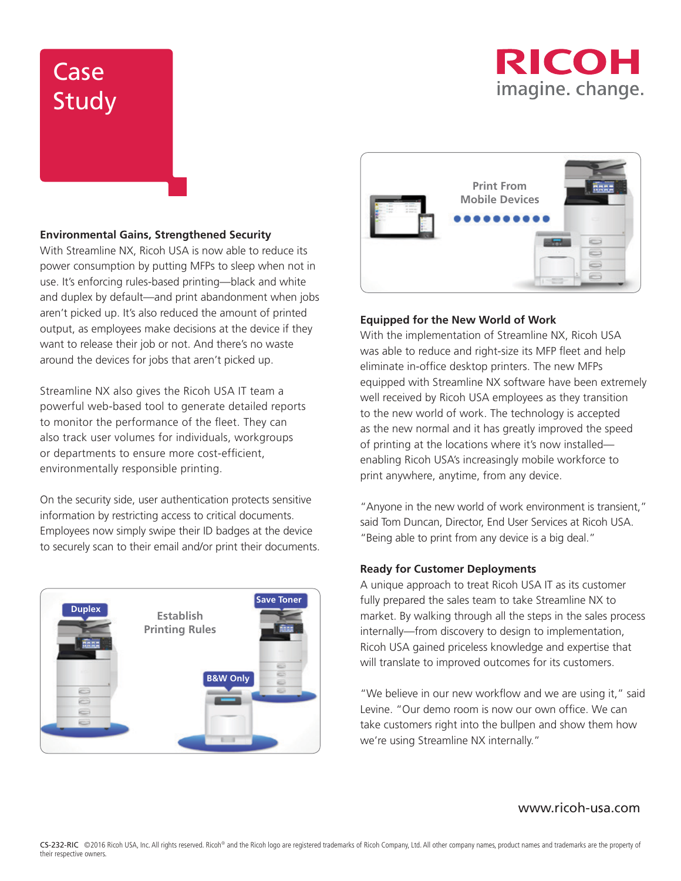# Case Study

RICOH
imagine. change.

### Environmental Gains, Strengthened Security

With Streamline NX, Ricoh USA is now able to reduce its power consumption by putting MFPs to sleep when not in use. It's enforcing rules-based printing—black and white and duplex by default—and print abandonment when jobs aren't picked up. It's also reduced the amount of printed output, as employees make decisions at the device if they want to release their job or not. And there's no waste around the devices for jobs that aren't picked up.

Streamline NX also gives the Ricoh USA IT team a powerful web-based tool to generate detailed reports to monitor the performance of the fleet. They can also track user volumes for individuals, workgroups or departments to ensure more cost-efficient, environmentally responsible printing.

On the security side, user authentication protects sensitive information by restricting access to critical documents. Employees now simply swipe their ID badges at the device to securely scan to their email and/or print their documents.

Duplex
Establish Printing Rules
Save Toner
B&W Only

Print From Mobile Devices

### Equipped for the New World of Work

With the implementation of Streamline NX, Ricoh USA was able to reduce and right-size its MFP fleet and help eliminate in-office desktop printers. The new MFPs equipped with Streamline NX software have been extremely well received by Ricoh USA employees as they transition to the new world of work. The technology is accepted as the new normal and it has greatly improved the speed of printing at the locations where it's now installed—enabling Ricoh USA's increasingly mobile workforce to print anywhere, anytime, from any device.

"Anyone in the new world of work environment is transient," said Tom Duncan, Director, End User Services at Ricoh USA. "Being able to print from any device is a big deal."

### Ready for Customer Deployments

A unique approach to treat Ricoh USA IT as its customer fully prepared the sales team to take Streamline NX to market. By walking through all the steps in the sales process internally—from discovery to design to implementation, Ricoh USA gained priceless knowledge and expertise that will translate to improved outcomes for its customers.

"We believe in our new workflow and we are using it," said Levine. "Our demo room is now our own office. We can take customers right into the bullpen and show them how we're using Streamline NX internally."

www.ricoh-usa.com

CS-232-RIC ©2016 Ricoh USA, Inc. All rights reserved. Ricoh® and the Ricoh logo are registered trademarks of Ricoh Company, Ltd. All other company names, product names and trademarks are the property of their respective owners.